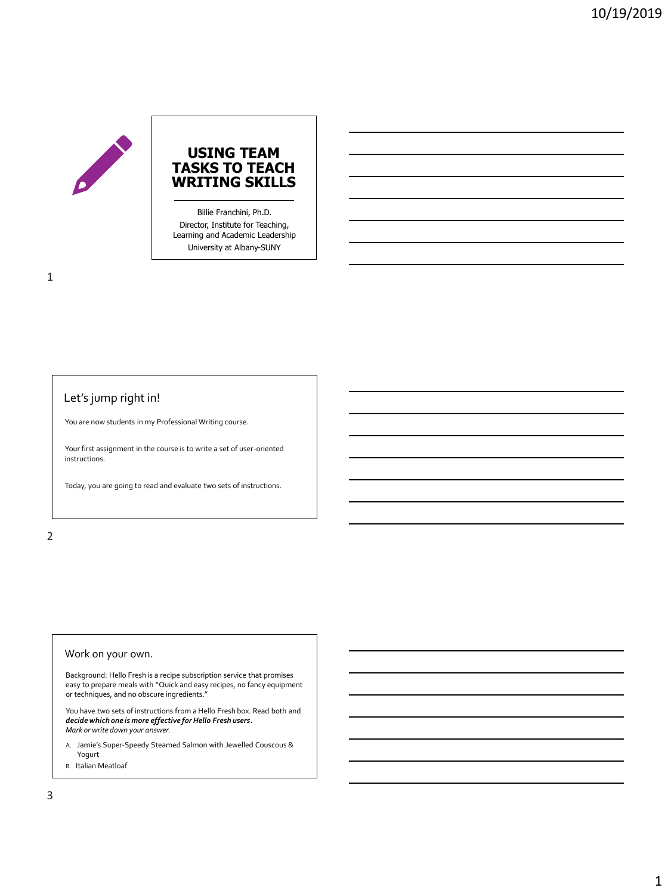# USING TEAM TASKS TO TEACH WRITING SKILLS

Billie Franchini, Ph.D.
Director, Institute for Teaching, Learning and Academic Leadership
University at Albany-SUNY

## Let's jump right in!

You are now students in my Professional Writing course.

Your first assignment in the course is to write a set of user-oriented instructions.

Today, you are going to read and evaluate two sets of instructions.

## Work on your own.

Background: Hello Fresh is a recipe subscription service that promises easy to prepare meals with "Quick and easy recipes, no fancy equipment or techniques, and no obscure ingredients."

You have two sets of instructions from a Hello Fresh box. Read both and ***decide which one is more effective for Hello Fresh users.***
*Mark or write down your answer.*

A. Jamie's Super-Speedy Steamed Salmon with Jewelled Couscous & Yogurt
B. Italian Meatloaf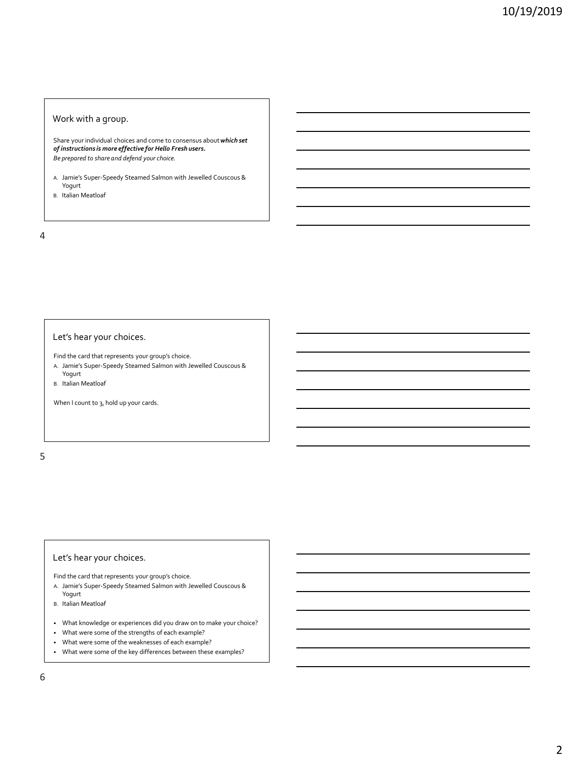## Work with a group.

Share your individual choices and come to consensus about ***which set of instructions is more effective for Hello Fresh users.***
*Be prepared to share and defend your choice.*

A. Jamie's Super-Speedy Steamed Salmon with Jewelled Couscous & Yogurt
B. Italian Meatloaf

## Let's hear your choices.

Find the card that represents your group's choice.

A. Jamie's Super-Speedy Steamed Salmon with Jewelled Couscous & Yogurt
B. Italian Meatloaf

When I count to 3, hold up your cards.

## Let's hear your choices.

Find the card that represents your group's choice.

A. Jamie's Super-Speedy Steamed Salmon with Jewelled Couscous & Yogurt
B. Italian Meatloaf

- What knowledge or experiences did you draw on to make your choice?
- What were some of the strengths of each example?
- What were some of the weaknesses of each example?
- What were some of the key differences between these examples?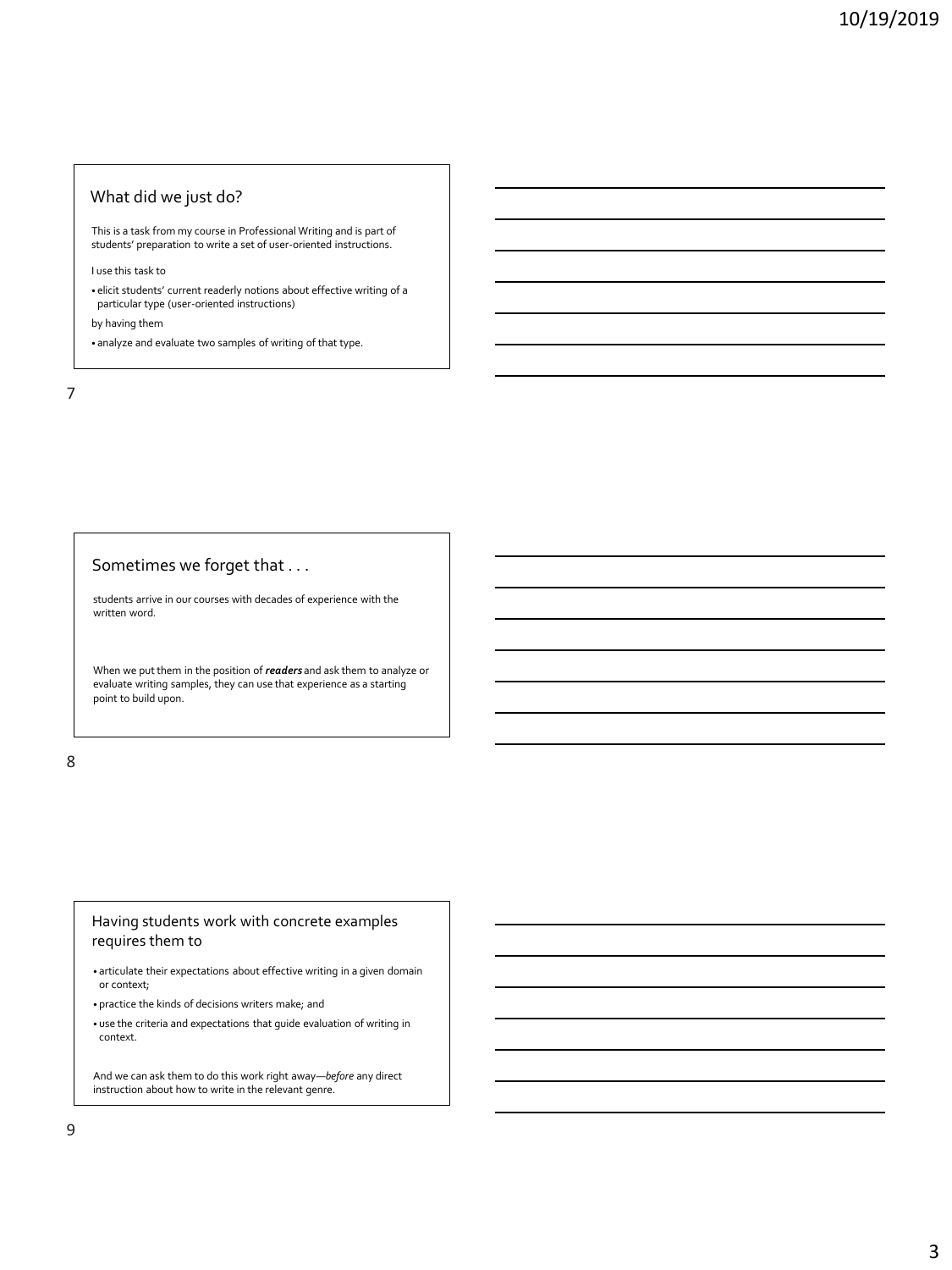## What did we just do?

This is a task from my course in Professional Writing and is part of students' preparation to write a set of user-oriented instructions.

I use this task to

- elicit students' current readerly notions about effective writing of a particular type (user-oriented instructions)

by having them

- analyze and evaluate two samples of writing of that type.

## Sometimes we forget that . . .

students arrive in our courses with decades of experience with the written word.

When we put them in the position of ***readers*** and ask them to analyze or evaluate writing samples, they can use that experience as a starting point to build upon.

## Having students work with concrete examples requires them to

- articulate their expectations about effective writing in a given domain or context;
- practice the kinds of decisions writers make; and
- use the criteria and expectations that guide evaluation of writing in context.

And we can ask them to do this work right away—*before* any direct instruction about how to write in the relevant genre.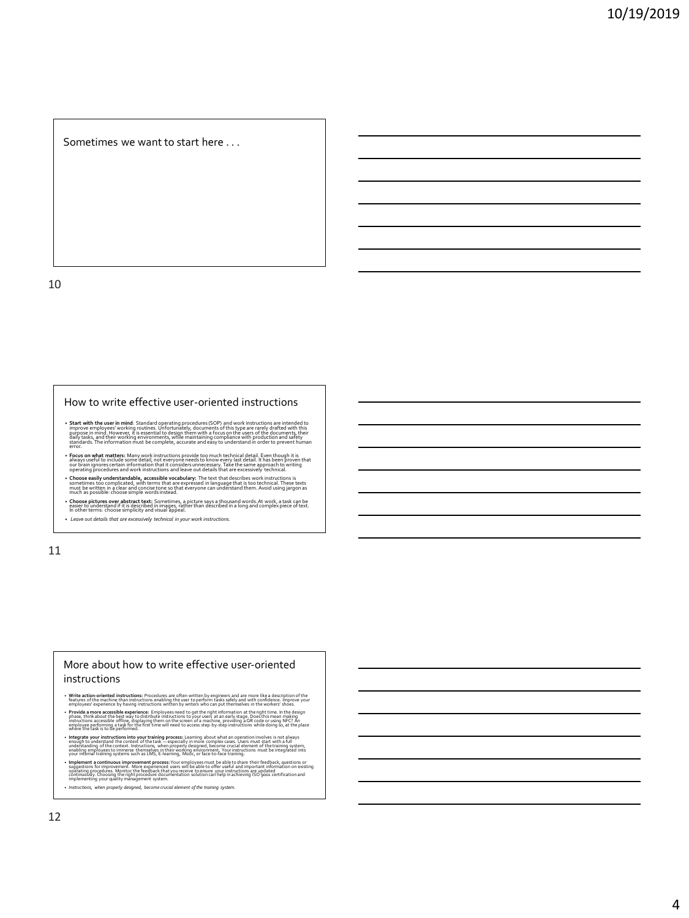Sometimes we want to start here . . .

## How to write effective user-oriented instructions

- **Start with the user in mind**: Standard operating procedures (SOP) and work instructions are intended to improve employees' working routines. Unfortunately, documents of this type are rarely drafted with this purpose in mind. However, it is essential to design them with a focus on the users of the documents, their daily tasks, and their working environments, while maintaining compliance with production and safety standards. The information must be complete, accurate and easy to understand in order to prevent human error.
- **Focus on what matters:** Many work instructions provide too much technical detail. Even though it is always useful to include some detail, not everyone needs to know every last detail. It has been proven that our brain ignores certain information that it considers unnecessary. Take the same approach to writing operating procedures and work instructions and leave out details that are excessively technical.
- **Choose easily understandable, accessible vocabulary:** The text that describes work instructions is sometimes too complicated, with terms that are expressed in language that is too technical. These texts must be written in a clear and concise tone so that everyone can understand them. Avoid using jargon as much as possible: choose simple words instead.
- **Choose pictures over abstract text:** Sometimes, a picture says a thousand words. At work, a task can be easier to understand if it is described in images, rather than described in a long and complex piece of text. In other terms: choose simplicity and visual appeal.
- *Leave out details that are excessively technical in your work instructions.*

## More about how to write effective user-oriented instructions

- **Write action-oriented instructions:** Procedures are often written by engineers and are more like a description of the features of the machine than instructions enabling the user to perform tasks safely and with confidence. Improve your employees' experience by having instructions written by writers who can put themselves in the workers' shoes.
- **Provide a more accessible experience:** Employees need to get the right information at the right time. In the design phase, think about the best way to distribute instructions to your users at an early stage. Does this mean making instructions accessible offline, displaying them on the screen of a machine, providing a QR code or using NFC? An employee performing a task for the first time will need to access step-by-step instructions while doing so, at the place where the task is to be performed.
- **Integrate your instructions into your training process:** Learning about what an operation involves is not always enough to understand the context of the task — especially in more complex cases. Users must start with a full understanding of the context. Instructions, when properly designed, become crucial element of the training system, enabling employees to immerse themselves in their working environment. Your instructions must be integrated into your internal training systems such as LMS, E-learning, Mooc, or face-to-face training.
- **Implement a continuous improvement process:** Your employees must be able to share their feedback, questions or suggestions for improvement. More experienced users will be able to offer useful and important information on existing operating procedures. Monitor the feedback that you receive to ensure your instructions are updated continuously. Choosing the right procedure documentation solution can help in achieving ISO 9001 certification and implementing your quality management system.
- *Instructions, when properly designed, become crucial element of the training system.*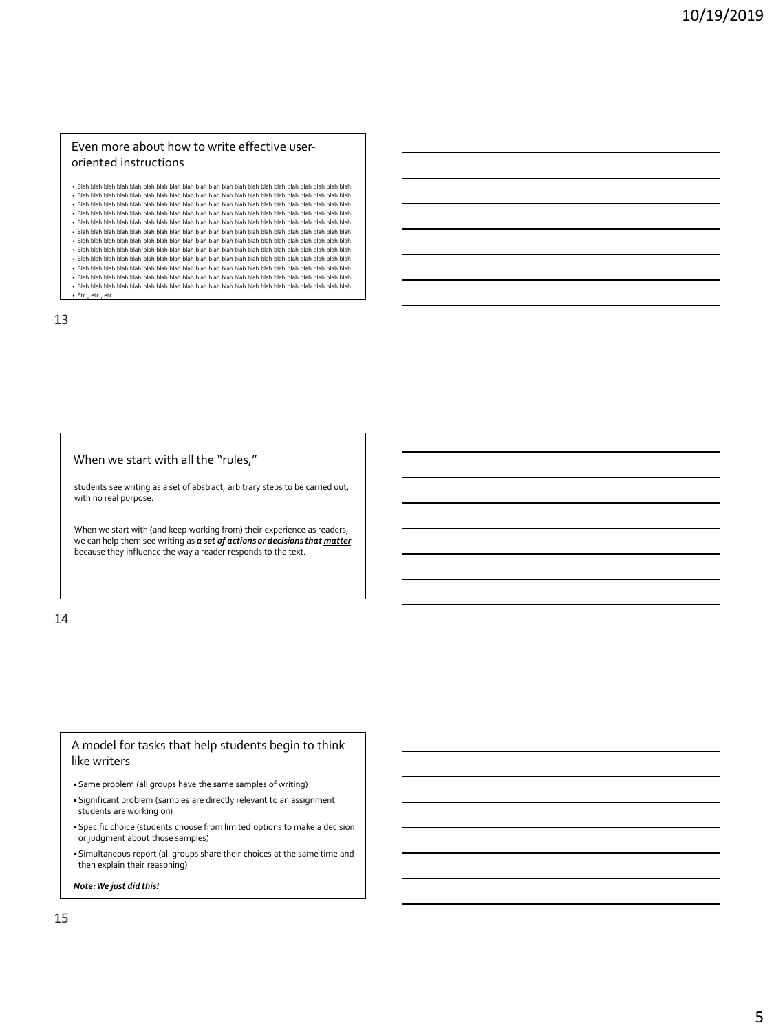## Even more about how to write effective user-oriented instructions

- Blah blah blah blah blah blah blah blah blah blah blah blah blah blah blah blah blah blah blah blah blah blah blah
- Blah blah blah blah blah blah blah blah blah blah blah blah blah blah blah blah blah blah blah blah blah blah blah
- Blah blah blah blah blah blah blah blah blah blah blah blah blah blah blah blah blah blah blah blah blah blah blah
- Blah blah blah blah blah blah blah blah blah blah blah blah blah blah blah blah blah blah blah blah blah blah blah
- Blah blah blah blah blah blah blah blah blah blah blah blah blah blah blah blah blah blah blah blah blah blah blah
- Blah blah blah blah blah blah blah blah blah blah blah blah blah blah blah blah blah blah blah blah blah blah blah
- Blah blah blah blah blah blah blah blah blah blah blah blah blah blah blah blah blah blah blah blah blah blah blah
- Blah blah blah blah blah blah blah blah blah blah blah blah blah blah blah blah blah blah blah blah blah blah blah
- Blah blah blah blah blah blah blah blah blah blah blah blah blah blah blah blah blah blah blah blah blah blah blah
- Blah blah blah blah blah blah blah blah blah blah blah blah blah blah blah blah blah blah blah blah blah blah blah
- Blah blah blah blah blah blah blah blah blah blah blah blah blah blah blah blah blah blah blah blah blah blah blah
- Blah blah blah blah blah blah blah blah blah blah blah blah blah blah blah blah blah blah blah blah blah blah blah
- Etc., etc., etc. . . .

## When we start with all the "rules,"

students see writing as a set of abstract, arbitrary steps to be carried out, with no real purpose.

When we start with (and keep working from) their experience as readers, we can help them see writing as ***a set of actions or decisions that <u>matter</u>*** because they influence the way a reader responds to the text.

## A model for tasks that help students begin to think like writers

- Same problem (all groups have the same samples of writing)
- Significant problem (samples are directly relevant to an assignment students are working on)
- Specific choice (students choose from limited options to make a decision or judgment about those samples)
- Simultaneous report (all groups share their choices at the same time and then explain their reasoning)

***Note: We just did this!***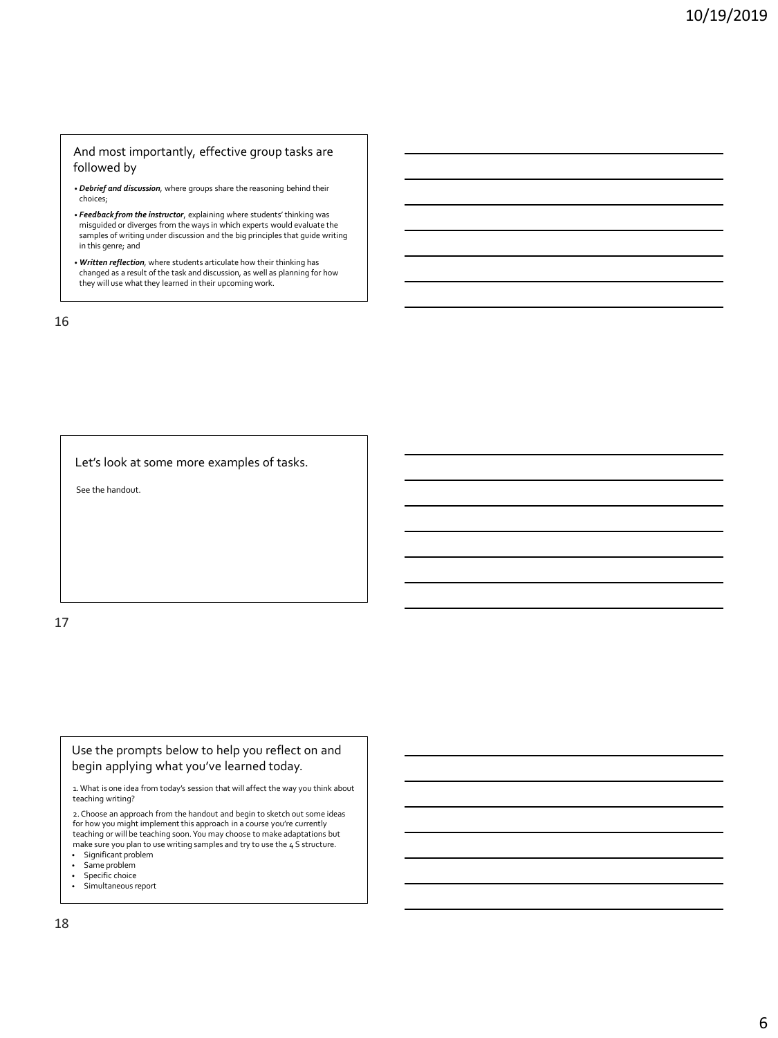## And most importantly, effective group tasks are followed by

- ***Debrief and discussion***, where groups share the reasoning behind their choices;
- ***Feedback from the instructor***, explaining where students' thinking was misguided or diverges from the ways in which experts would evaluate the samples of writing under discussion and the big principles that guide writing in this genre; and
- ***Written reflection***, where students articulate how their thinking has changed as a result of the task and discussion, as well as planning for how they will use what they learned in their upcoming work.

## Let's look at some more examples of tasks.

See the handout.

## Use the prompts below to help you reflect on and begin applying what you've learned today.

1. What is one idea from today's session that will affect the way you think about teaching writing?

2. Choose an approach from the handout and begin to sketch out some ideas for how you might implement this approach in a course you're currently teaching or will be teaching soon. You may choose to make adaptations but make sure you plan to use writing samples and try to use the 4 S structure.

- Significant problem
- Same problem
- Specific choice
- Simultaneous report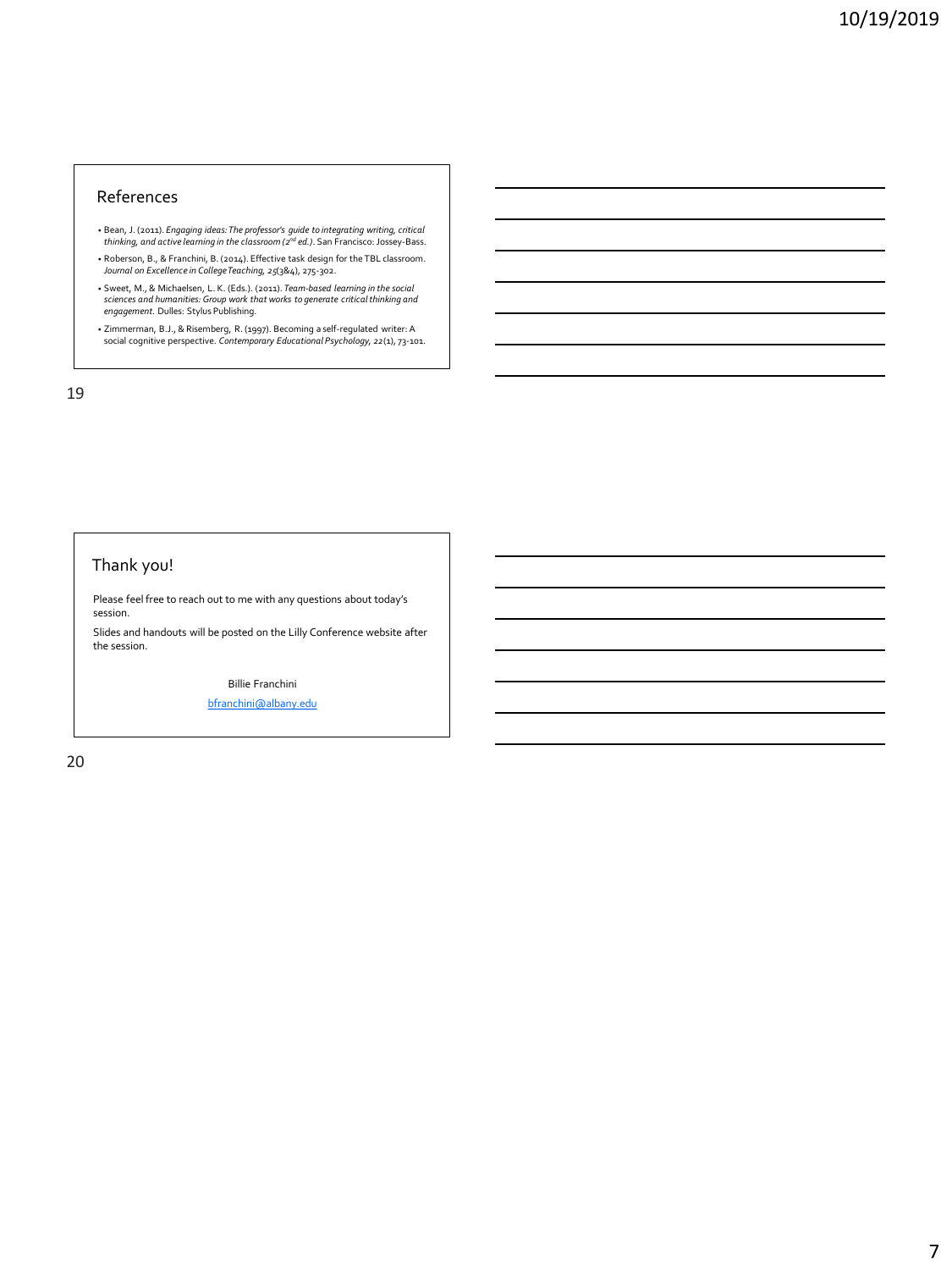## References

- Bean, J. (2011). *Engaging ideas: The professor's guide to integrating writing, critical thinking, and active learning in the classroom (2nd ed.).* San Francisco: Jossey-Bass.
- Roberson, B., & Franchini, B. (2014). Effective task design for the TBL classroom. *Journal on Excellence in College Teaching, 25*(3&4), 275-302.
- Sweet, M., & Michaelsen, L. K. (Eds.). (2012). *Team-based learning in the social sciences and humanities: Group work that works to generate critical thinking and engagement.* Dulles: Stylus Publishing.
- Zimmerman, B.J., & Risemberg, R. (1997). Becoming a self-regulated writer: A social cognitive perspective. *Contemporary Educational Psychology, 22*(1), 73-101.

## Thank you!

Please feel free to reach out to me with any questions about today's session.

Slides and handouts will be posted on the Lilly Conference website after the session.

Billie Franchini

bfranchini@albany.edu